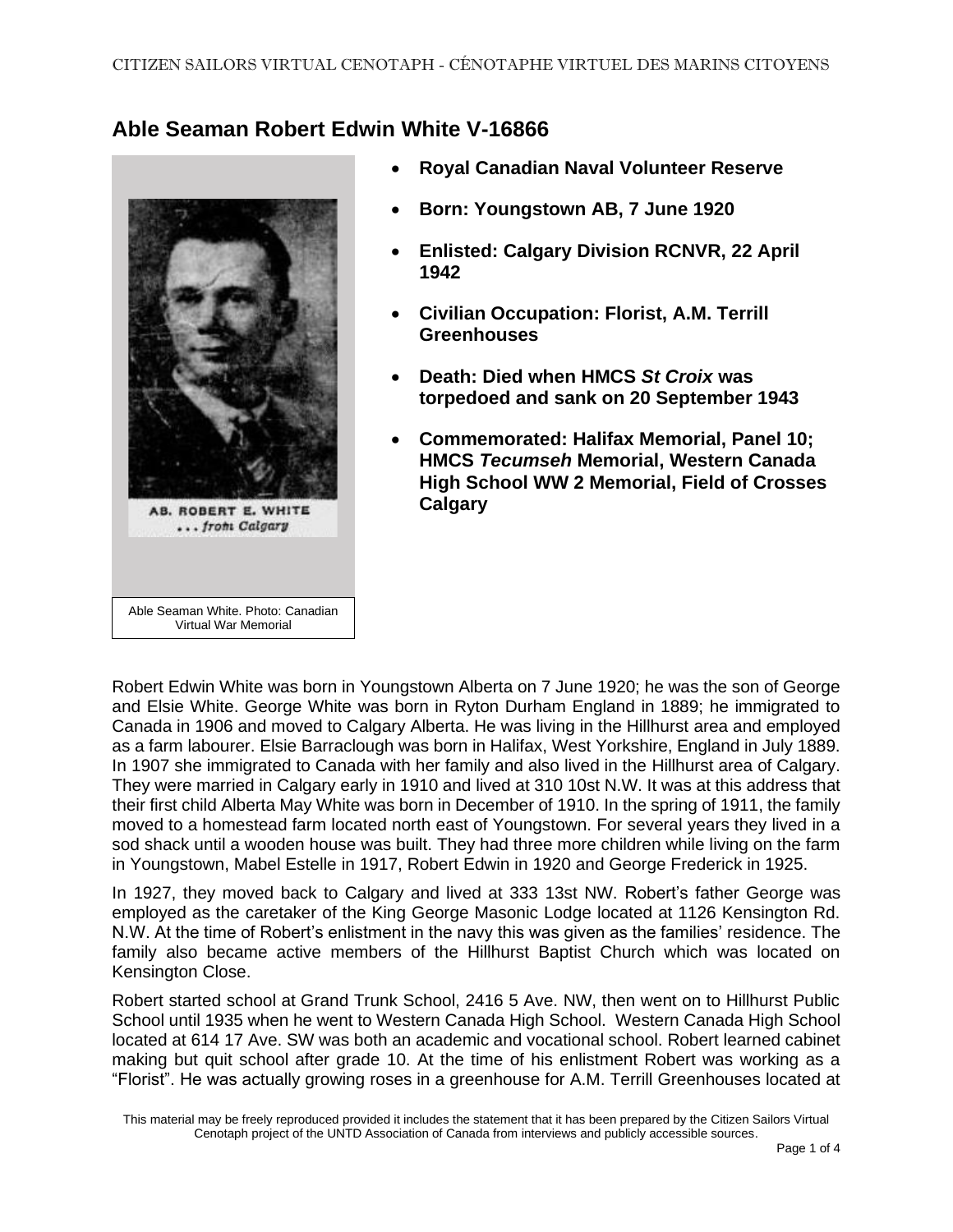## Able Seaman Robert Edwin White V-16866

AB. ROBERT E. WHITE
*... from Calgary*

Able Seaman White. Photo: Canadian Virtual War Memorial

- **Royal Canadian Naval Volunteer Reserve**
- **Born: Youngstown AB, 7 June 1920**
- **Enlisted: Calgary Division RCNVR, 22 April 1942**
- **Civilian Occupation: Florist, A.M. Terrill Greenhouses**
- **Death: Died when HMCS *St Croix* was torpedoed and sank on 20 September 1943**
- **Commemorated: Halifax Memorial, Panel 10; HMCS *Tecumseh* Memorial, Western Canada High School WW 2 Memorial, Field of Crosses Calgary**

Robert Edwin White was born in Youngstown Alberta on 7 June 1920; he was the son of George and Elsie White. George White was born in Ryton Durham England in 1889; he immigrated to Canada in 1906 and moved to Calgary Alberta. He was living in the Hillhurst area and employed as a farm labourer. Elsie Barraclough was born in Halifax, West Yorkshire, England in July 1889. In 1907 she immigrated to Canada with her family and also lived in the Hillhurst area of Calgary. They were married in Calgary early in 1910 and lived at 310 10st N.W. It was at this address that their first child Alberta May White was born in December of 1910. In the spring of 1911, the family moved to a homestead farm located north east of Youngstown. For several years they lived in a sod shack until a wooden house was built. They had three more children while living on the farm in Youngstown, Mabel Estelle in 1917, Robert Edwin in 1920 and George Frederick in 1925.

In 1927, they moved back to Calgary and lived at 333 13st NW. Robert's father George was employed as the caretaker of the King George Masonic Lodge located at 1126 Kensington Rd. N.W. At the time of Robert's enlistment in the navy this was given as the families' residence. The family also became active members of the Hillhurst Baptist Church which was located on Kensington Close.

Robert started school at Grand Trunk School, 2416 5 Ave. NW, then went on to Hillhurst Public School until 1935 when he went to Western Canada High School. Western Canada High School located at 614 17 Ave. SW was both an academic and vocational school. Robert learned cabinet making but quit school after grade 10. At the time of his enlistment Robert was working as a "Florist". He was actually growing roses in a greenhouse for A.M. Terrill Greenhouses located at

This material may be freely reproduced provided it includes the statement that it has been prepared by the Citizen Sailors Virtual Cenotaph project of the UNTD Association of Canada from interviews and publicly accessible sources.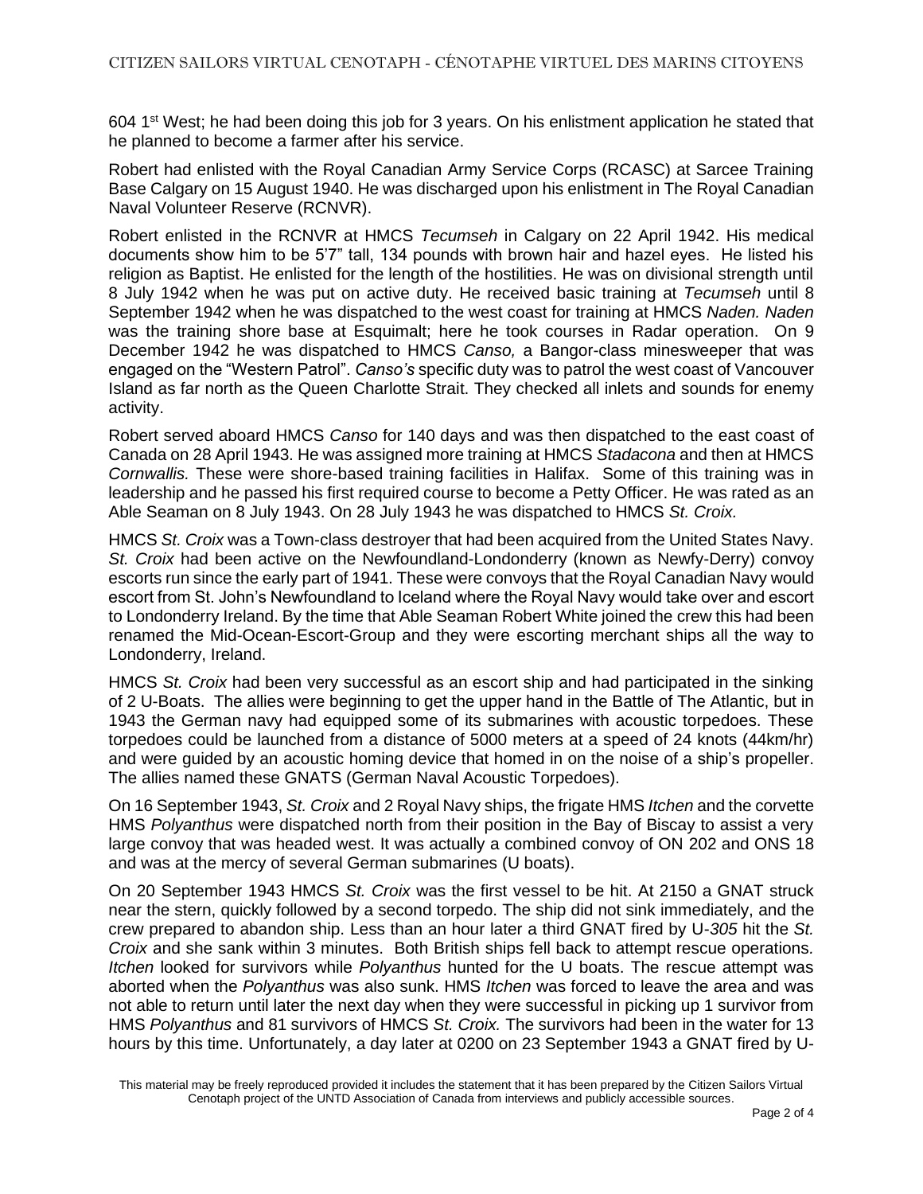604 1st West; he had been doing this job for 3 years. On his enlistment application he stated that he planned to become a farmer after his service.

Robert had enlisted with the Royal Canadian Army Service Corps (RCASC) at Sarcee Training Base Calgary on 15 August 1940. He was discharged upon his enlistment in The Royal Canadian Naval Volunteer Reserve (RCNVR).

Robert enlisted in the RCNVR at HMCS *Tecumseh* in Calgary on 22 April 1942. His medical documents show him to be 5'7" tall, 134 pounds with brown hair and hazel eyes. He listed his religion as Baptist. He enlisted for the length of the hostilities. He was on divisional strength until 8 July 1942 when he was put on active duty. He received basic training at *Tecumseh* until 8 September 1942 when he was dispatched to the west coast for training at HMCS *Naden. Naden* was the training shore base at Esquimalt; here he took courses in Radar operation. On 9 December 1942 he was dispatched to HMCS *Canso,* a Bangor-class minesweeper that was engaged on the "Western Patrol". *Canso's* specific duty was to patrol the west coast of Vancouver Island as far north as the Queen Charlotte Strait. They checked all inlets and sounds for enemy activity.

Robert served aboard HMCS *Canso* for 140 days and was then dispatched to the east coast of Canada on 28 April 1943. He was assigned more training at HMCS *Stadacona* and then at HMCS *Cornwallis.* These were shore-based training facilities in Halifax. Some of this training was in leadership and he passed his first required course to become a Petty Officer. He was rated as an Able Seaman on 8 July 1943. On 28 July 1943 he was dispatched to HMCS *St. Croix.*

HMCS *St. Croix* was a Town-class destroyer that had been acquired from the United States Navy. *St. Croix* had been active on the Newfoundland-Londonderry (known as Newfy-Derry) convoy escorts run since the early part of 1941. These were convoys that the Royal Canadian Navy would escort from St. John's Newfoundland to Iceland where the Royal Navy would take over and escort to Londonderry Ireland. By the time that Able Seaman Robert White joined the crew this had been renamed the Mid-Ocean-Escort-Group and they were escorting merchant ships all the way to Londonderry, Ireland.

HMCS *St. Croix* had been very successful as an escort ship and had participated in the sinking of 2 U-Boats. The allies were beginning to get the upper hand in the Battle of The Atlantic, but in 1943 the German navy had equipped some of its submarines with acoustic torpedoes. These torpedoes could be launched from a distance of 5000 meters at a speed of 24 knots (44km/hr) and were guided by an acoustic homing device that homed in on the noise of a ship's propeller. The allies named these GNATS (German Naval Acoustic Torpedoes).

On 16 September 1943, *St. Croix* and 2 Royal Navy ships, the frigate HMS *Itchen* and the corvette HMS *Polyanthus* were dispatched north from their position in the Bay of Biscay to assist a very large convoy that was headed west. It was actually a combined convoy of ON 202 and ONS 18 and was at the mercy of several German submarines (U boats).

On 20 September 1943 HMCS *St. Croix* was the first vessel to be hit. At 2150 a GNAT struck near the stern, quickly followed by a second torpedo. The ship did not sink immediately, and the crew prepared to abandon ship. Less than an hour later a third GNAT fired by U-*305* hit the *St. Croix* and she sank within 3 minutes. Both British ships fell back to attempt rescue operations. *Itchen* looked for survivors while *Polyanthus* hunted for the U boats. The rescue attempt was aborted when the *Polyanthus* was also sunk. HMS *Itchen* was forced to leave the area and was not able to return until later the next day when they were successful in picking up 1 survivor from HMS *Polyanthus* and 81 survivors of HMCS *St. Croix.* The survivors had been in the water for 13 hours by this time. Unfortunately, a day later at 0200 on 23 September 1943 a GNAT fired by U-

This material may be freely reproduced provided it includes the statement that it has been prepared by the Citizen Sailors Virtual Cenotaph project of the UNTD Association of Canada from interviews and publicly accessible sources.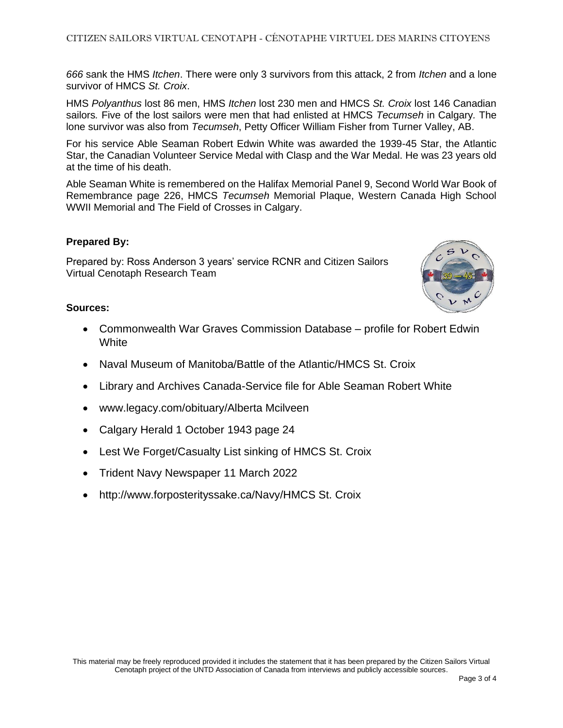*666* sank the HMS *Itchen*. There were only 3 survivors from this attack, 2 from *Itchen* and a lone survivor of HMCS *St. Croix*.

HMS *Polyanthus* lost 86 men, HMS *Itchen* lost 230 men and HMCS *St. Croix* lost 146 Canadian sailors*.* Five of the lost sailors were men that had enlisted at HMCS *Tecumseh* in Calgary*.* The lone survivor was also from *Tecumseh*, Petty Officer William Fisher from Turner Valley, AB.

For his service Able Seaman Robert Edwin White was awarded the 1939-45 Star, the Atlantic Star, the Canadian Volunteer Service Medal with Clasp and the War Medal. He was 23 years old at the time of his death.

Able Seaman White is remembered on the Halifax Memorial Panel 9, Second World War Book of Remembrance page 226, HMCS *Tecumseh* Memorial Plaque, Western Canada High School WWII Memorial and The Field of Crosses in Calgary.

**Prepared By:**

Prepared by: Ross Anderson 3 years' service RCNR and Citizen Sailors Virtual Cenotaph Research Team

**Sources:**

- Commonwealth War Graves Commission Database – profile for Robert Edwin White
- Naval Museum of Manitoba/Battle of the Atlantic/HMCS St. Croix
- Library and Archives Canada-Service file for Able Seaman Robert White
- www.legacy.com/obituary/Alberta Mcilveen
- Calgary Herald 1 October 1943 page 24
- Lest We Forget/Casualty List sinking of HMCS St. Croix
- Trident Navy Newspaper 11 March 2022
- http://www.forposterityssake.ca/Navy/HMCS St. Croix

This material may be freely reproduced provided it includes the statement that it has been prepared by the Citizen Sailors Virtual Cenotaph project of the UNTD Association of Canada from interviews and publicly accessible sources.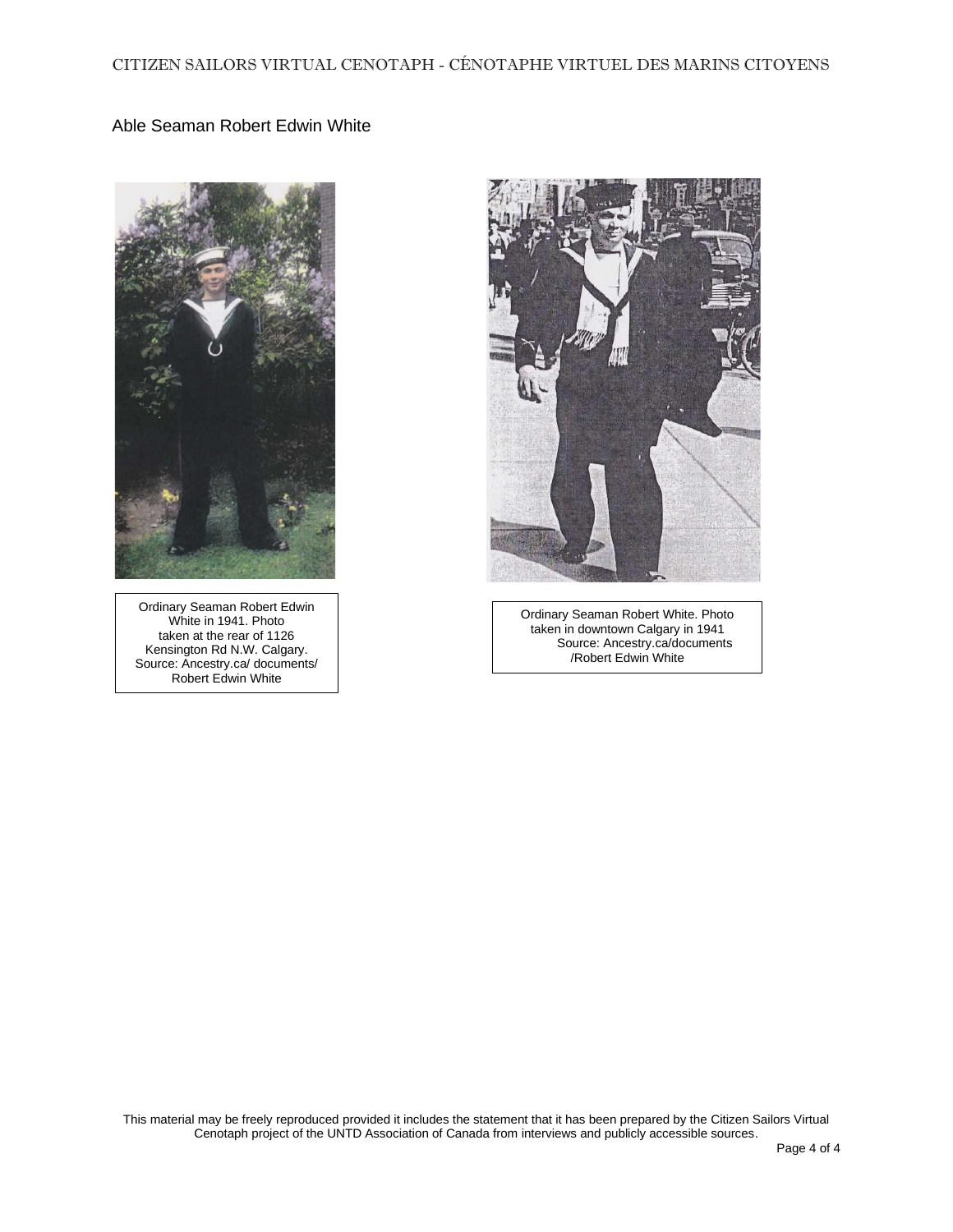Able Seaman Robert Edwin White

Ordinary Seaman Robert Edwin White in 1941. Photo taken at the rear of 1126 Kensington Rd N.W. Calgary. Source: Ancestry.ca/ documents/ Robert Edwin White

Ordinary Seaman Robert White. Photo taken in downtown Calgary in 1941 Source: Ancestry.ca/documents /Robert Edwin White

This material may be freely reproduced provided it includes the statement that it has been prepared by the Citizen Sailors Virtual Cenotaph project of the UNTD Association of Canada from interviews and publicly accessible sources.